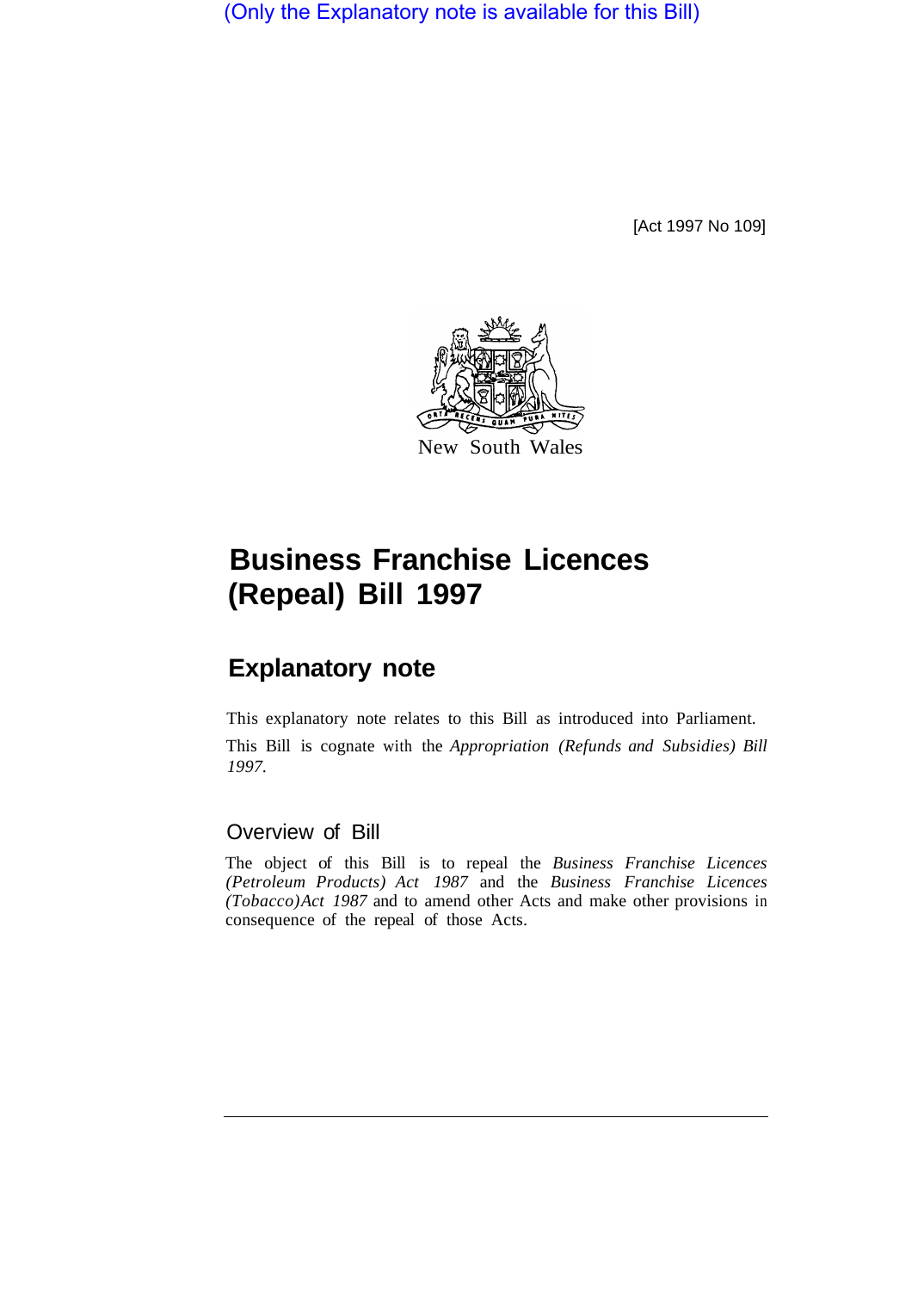(Only the Explanatory note is available for this Bill)

[Act 1997 No 109]

New South Wales

# Business Franchise Licences (Repeal) Bill 1997

## Explanatory note

This explanatory note relates to this Bill as introduced into Parliament.

This Bill is cognate with the *Appropriation (Refunds and Subsidies) Bill 1997.*

### Overview of Bill

The object of this Bill is to repeal the *Business Franchise Licences (Petroleum Products) Act 1987* and the *Business Franchise Licences (Tobacco)Act 1987* and to amend other Acts and make other provisions in consequence of the repeal of those Acts.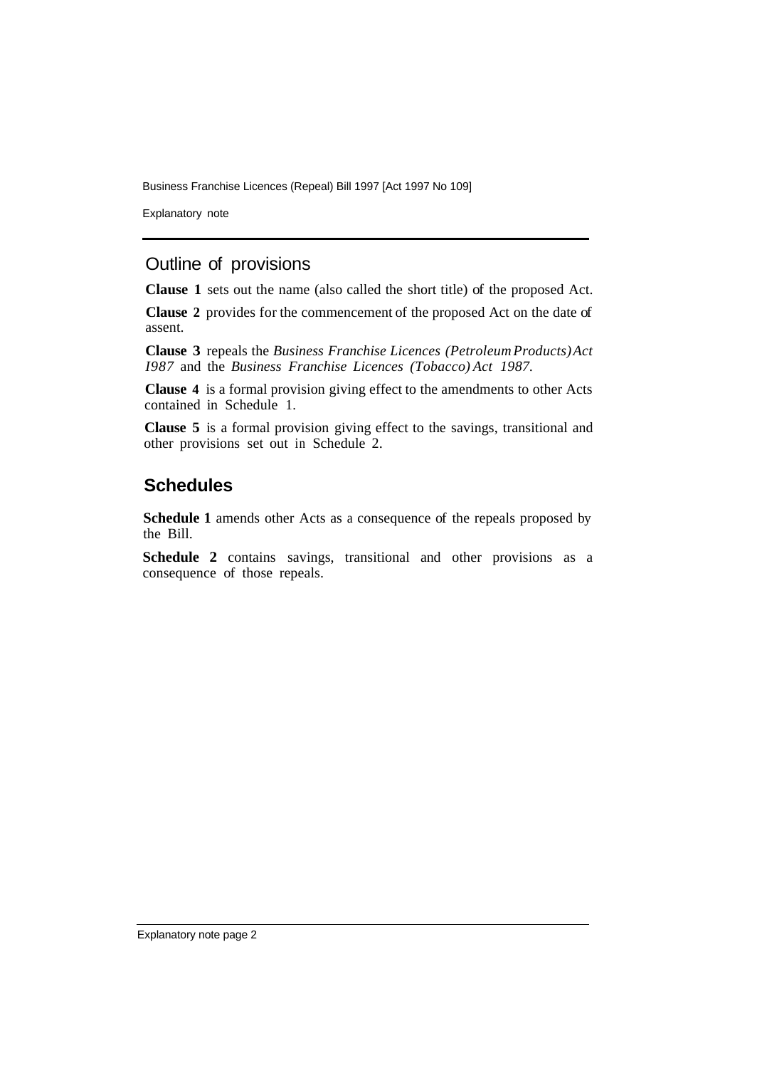## Outline of provisions

**Clause 1** sets out the name (also called the short title) of the proposed Act.

**Clause 2** provides for the commencement of the proposed Act on the date of assent.

**Clause 3** repeals the *Business Franchise Licences (Petroleum Products) Act I987* and the *Business Franchise Licences (Tobacco) Act 1987.*

**Clause 4** is a formal provision giving effect to the amendments to other Acts contained in Schedule 1.

**Clause 5** is a formal provision giving effect to the savings, transitional and other provisions set out in Schedule 2.

## Schedules

**Schedule 1** amends other Acts as a consequence of the repeals proposed by the Bill.

**Schedule 2** contains savings, transitional and other provisions as a consequence of those repeals.